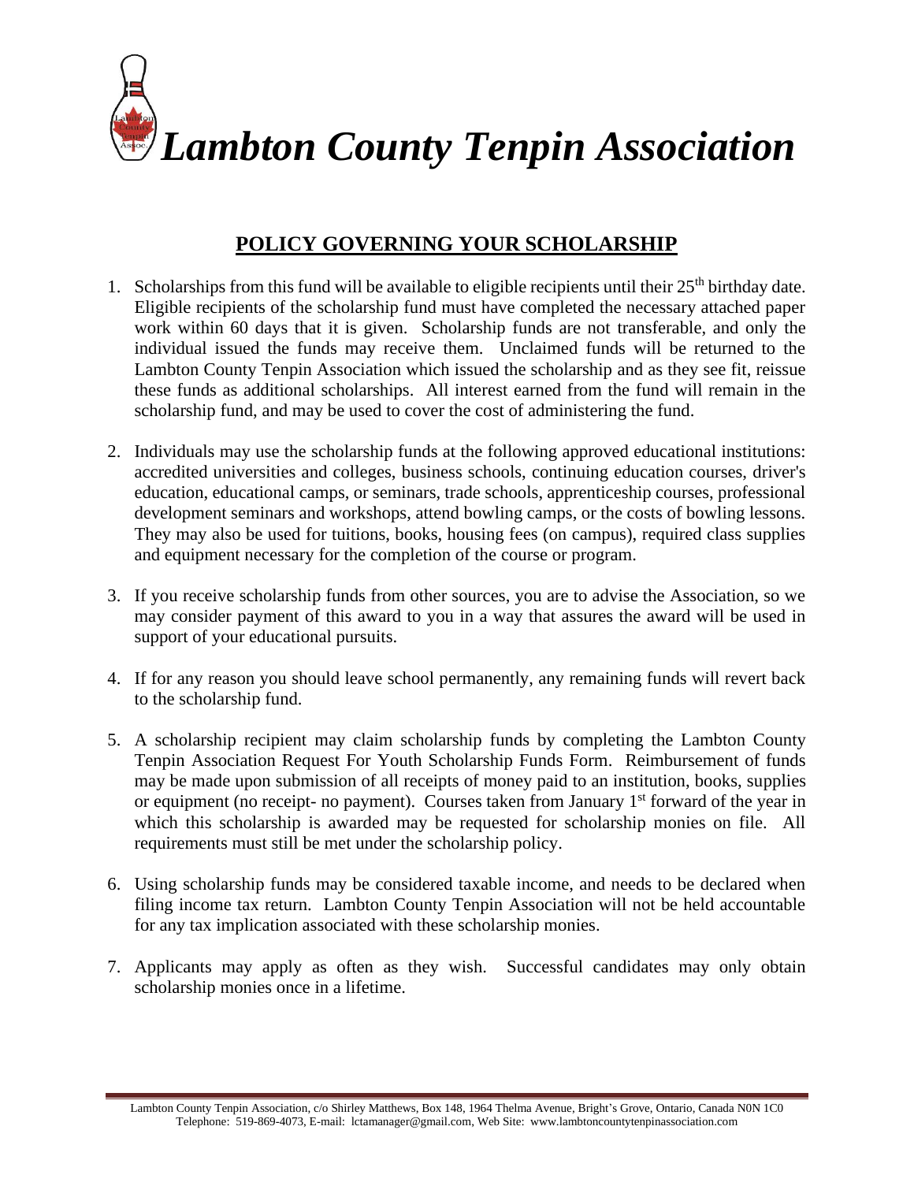# *Lambton County Tenpin Association*

## POLICY GOVERNING YOUR SCHOLARSHIP

1. Scholarships from this fund will be available to eligible recipients until their 25th birthday date. Eligible recipients of the scholarship fund must have completed the necessary attached paper work within 60 days that it is given. Scholarship funds are not transferable, and only the individual issued the funds may receive them. Unclaimed funds will be returned to the Lambton County Tenpin Association which issued the scholarship and as they see fit, reissue these funds as additional scholarships. All interest earned from the fund will remain in the scholarship fund, and may be used to cover the cost of administering the fund.

2. Individuals may use the scholarship funds at the following approved educational institutions: accredited universities and colleges, business schools, continuing education courses, driver's education, educational camps, or seminars, trade schools, apprenticeship courses, professional development seminars and workshops, attend bowling camps, or the costs of bowling lessons. They may also be used for tuitions, books, housing fees (on campus), required class supplies and equipment necessary for the completion of the course or program.

3. If you receive scholarship funds from other sources, you are to advise the Association, so we may consider payment of this award to you in a way that assures the award will be used in support of your educational pursuits.

4. If for any reason you should leave school permanently, any remaining funds will revert back to the scholarship fund.

5. A scholarship recipient may claim scholarship funds by completing the Lambton County Tenpin Association Request For Youth Scholarship Funds Form. Reimbursement of funds may be made upon submission of all receipts of money paid to an institution, books, supplies or equipment (no receipt- no payment). Courses taken from January 1st forward of the year in which this scholarship is awarded may be requested for scholarship monies on file. All requirements must still be met under the scholarship policy.

6. Using scholarship funds may be considered taxable income, and needs to be declared when filing income tax return. Lambton County Tenpin Association will not be held accountable for any tax implication associated with these scholarship monies.

7. Applicants may apply as often as they wish. Successful candidates may only obtain scholarship monies once in a lifetime.

Lambton County Tenpin Association, c/o Shirley Matthews, Box 148, 1964 Thelma Avenue, Bright's Grove, Ontario, Canada N0N 1C0
Telephone: 519-869-4073, E-mail: lctamanager@gmail.com, Web Site: www.lambtoncountytenpinassociation.com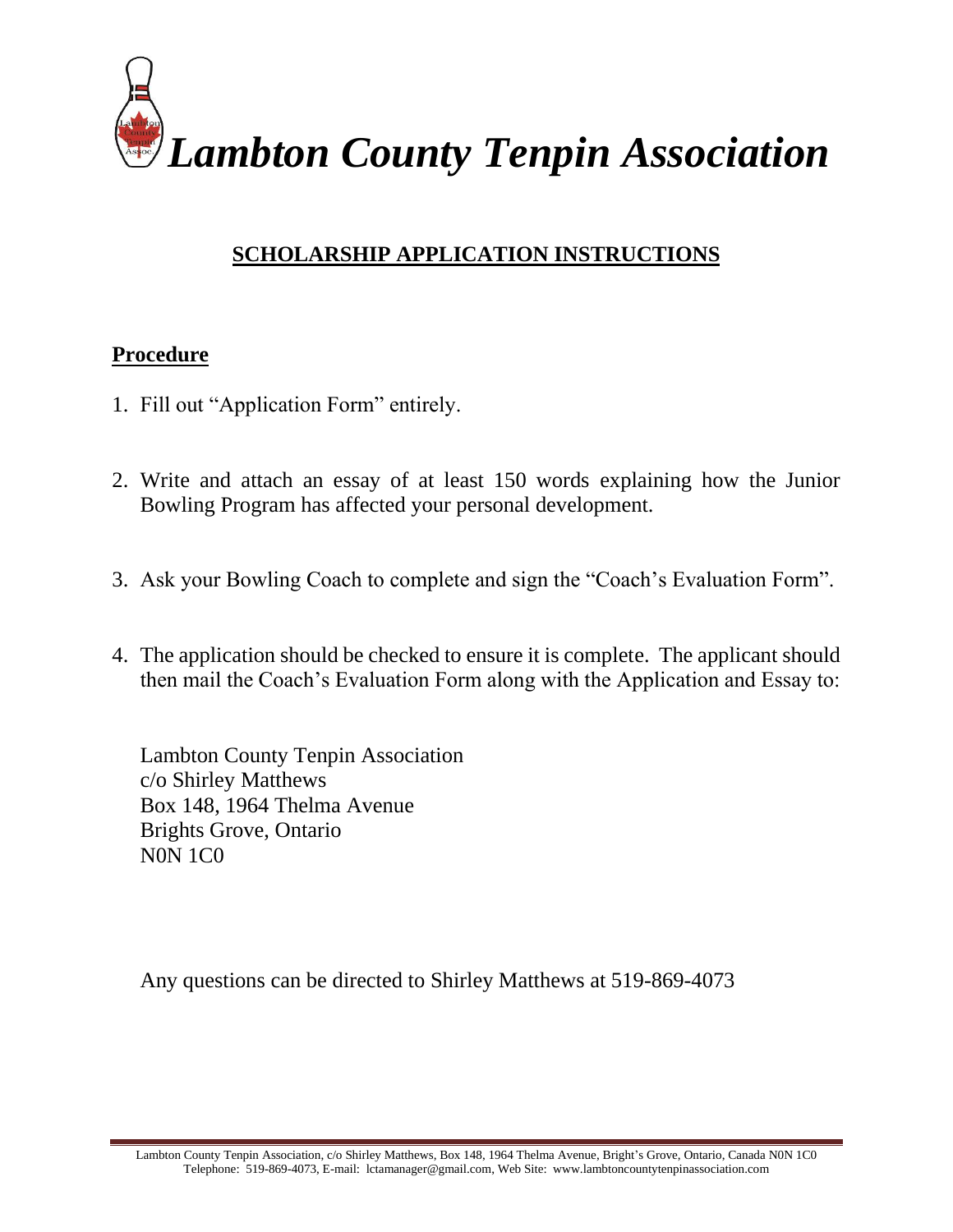# *Lambton County Tenpin Association*

## SCHOLARSHIP APPLICATION INSTRUCTIONS

### Procedure

1. Fill out "Application Form" entirely.

2. Write and attach an essay of at least 150 words explaining how the Junior Bowling Program has affected your personal development.

3. Ask your Bowling Coach to complete and sign the "Coach's Evaluation Form".

4. The application should be checked to ensure it is complete. The applicant should then mail the Coach's Evaluation Form along with the Application and Essay to:

   Lambton County Tenpin Association
   c/o Shirley Matthews
   Box 148, 1964 Thelma Avenue
   Brights Grove, Ontario
   N0N 1C0

Any questions can be directed to Shirley Matthews at 519-869-4073

Lambton County Tenpin Association, c/o Shirley Matthews, Box 148, 1964 Thelma Avenue, Bright's Grove, Ontario, Canada N0N 1C0
Telephone: 519-869-4073, E-mail: lctamanager@gmail.com, Web Site: www.lambtoncountytenpinassociation.com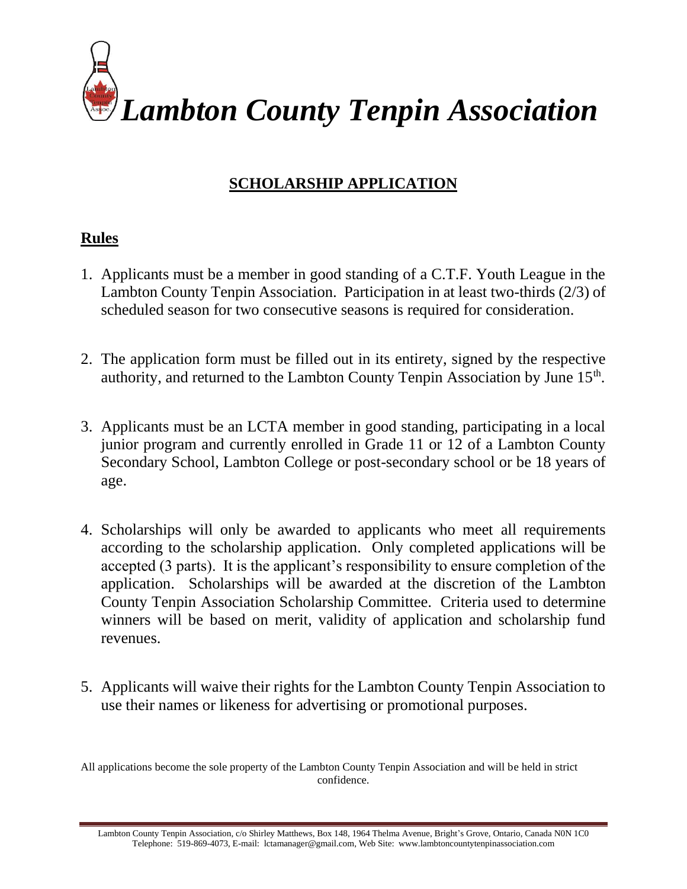# *Lambton County Tenpin Association*

## SCHOLARSHIP APPLICATION

### Rules

1. Applicants must be a member in good standing of a C.T.F. Youth League in the Lambton County Tenpin Association. Participation in at least two-thirds (2/3) of scheduled season for two consecutive seasons is required for consideration.

2. The application form must be filled out in its entirety, signed by the respective authority, and returned to the Lambton County Tenpin Association by June 15th.

3. Applicants must be an LCTA member in good standing, participating in a local junior program and currently enrolled in Grade 11 or 12 of a Lambton County Secondary School, Lambton College or post-secondary school or be 18 years of age.

4. Scholarships will only be awarded to applicants who meet all requirements according to the scholarship application. Only completed applications will be accepted (3 parts). It is the applicant's responsibility to ensure completion of the application. Scholarships will be awarded at the discretion of the Lambton County Tenpin Association Scholarship Committee. Criteria used to determine winners will be based on merit, validity of application and scholarship fund revenues.

5. Applicants will waive their rights for the Lambton County Tenpin Association to use their names or likeness for advertising or promotional purposes.

All applications become the sole property of the Lambton County Tenpin Association and will be held in strict confidence.

Lambton County Tenpin Association, c/o Shirley Matthews, Box 148, 1964 Thelma Avenue, Bright's Grove, Ontario, Canada N0N 1C0
Telephone: 519-869-4073, E-mail: lctamanager@gmail.com, Web Site: www.lambtoncountytenpinassociation.com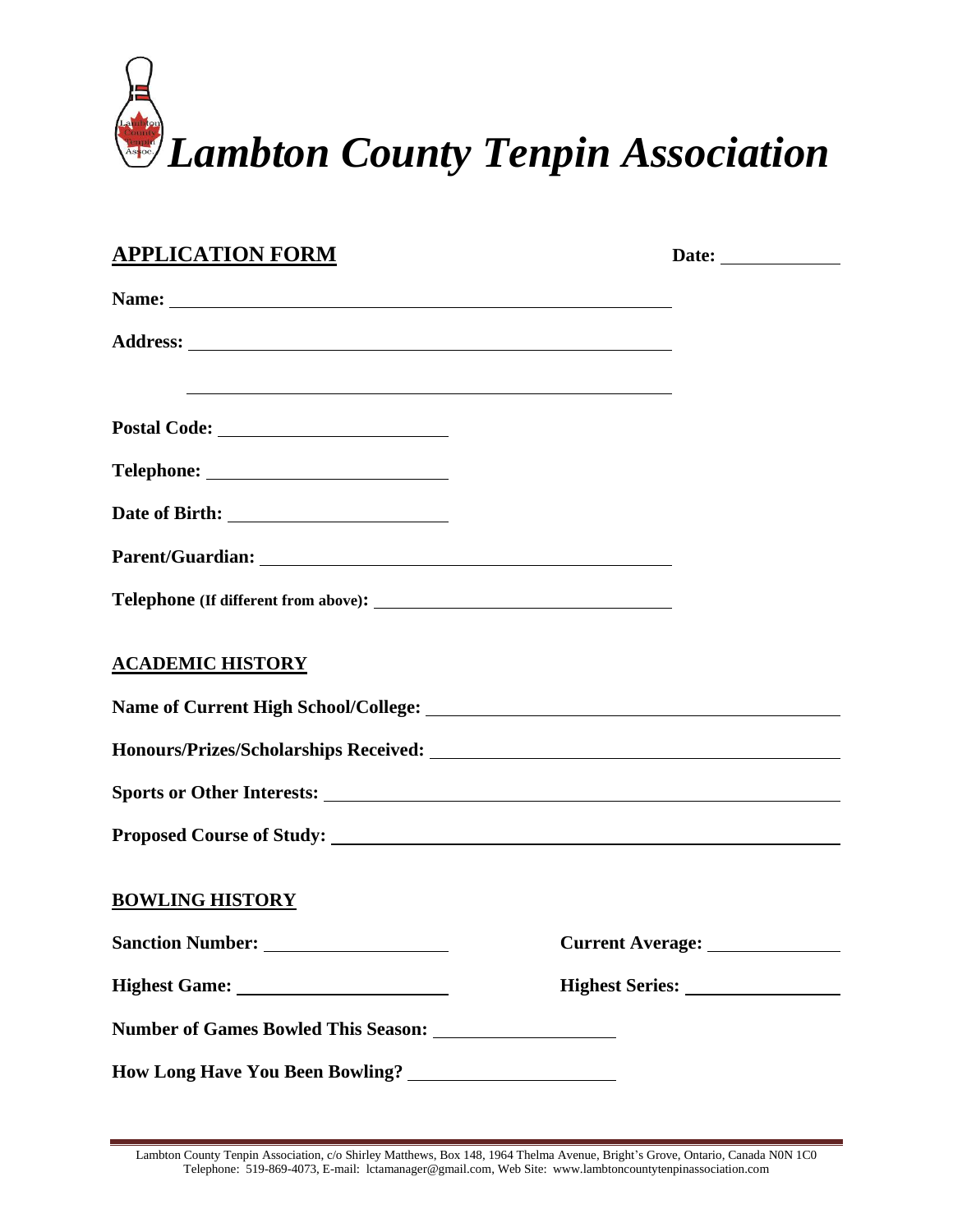# *Lambton County Tenpin Association*

## APPLICATION FORM

Date: ____________

Name: ____________________________________________

Address: ____________________________________________

____________________________________________

Postal Code: ____________________

Telephone: ____________________

Date of Birth: ____________________

Parent/Guardian: ____________________________________

Telephone (If different from above): ____________________________

## ACADEMIC HISTORY

Name of Current High School/College: ____________________________________

Honours/Prizes/Scholarships Received: ____________________________________

Sports or Other Interests: ____________________________________________

Proposed Course of Study: ____________________________________________

## BOWLING HISTORY

Sanction Number: ________________ Current Average: ____________

Highest Game: ____________________ Highest Series: ______________

Number of Games Bowled This Season: ________________

How Long Have You Been Bowling? __________________

Lambton County Tenpin Association, c/o Shirley Matthews, Box 148, 1964 Thelma Avenue, Bright's Grove, Ontario, Canada N0N 1C0
Telephone: 519-869-4073, E-mail: lctamanager@gmail.com, Web Site: www.lambtoncountytenpinassociation.com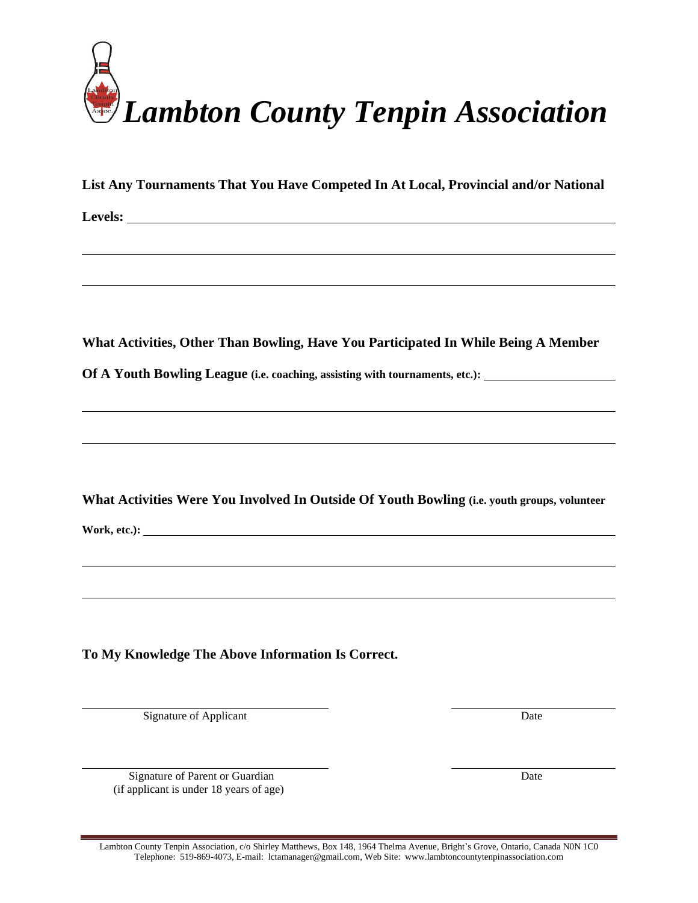# *Lambton County Tenpin Association*

**List Any Tournaments That You Have Competed In At Local, Provincial and/or National Levels:** ______________________________________________

______________________________________________

______________________________________________

**What Activities, Other Than Bowling, Have You Participated In While Being A Member Of A Youth Bowling League (i.e. coaching, assisting with tournaments, etc.):** ______________________

______________________________________________

______________________________________________

**What Activities Were You Involved In Outside Of Youth Bowling (i.e. youth groups, volunteer Work, etc.):** ______________________________________________

______________________________________________

______________________________________________

**To My Knowledge The Above Information Is Correct.**

______________________________ ______________
Signature of Applicant Date

______________________________ ______________
Signature of Parent or Guardian (if applicant is under 18 years of age) Date

Lambton County Tenpin Association, c/o Shirley Matthews, Box 148, 1964 Thelma Avenue, Bright's Grove, Ontario, Canada N0N 1C0
Telephone: 519-869-4073, E-mail: lctamanager@gmail.com, Web Site: www.lambtoncountytenpinassociation.com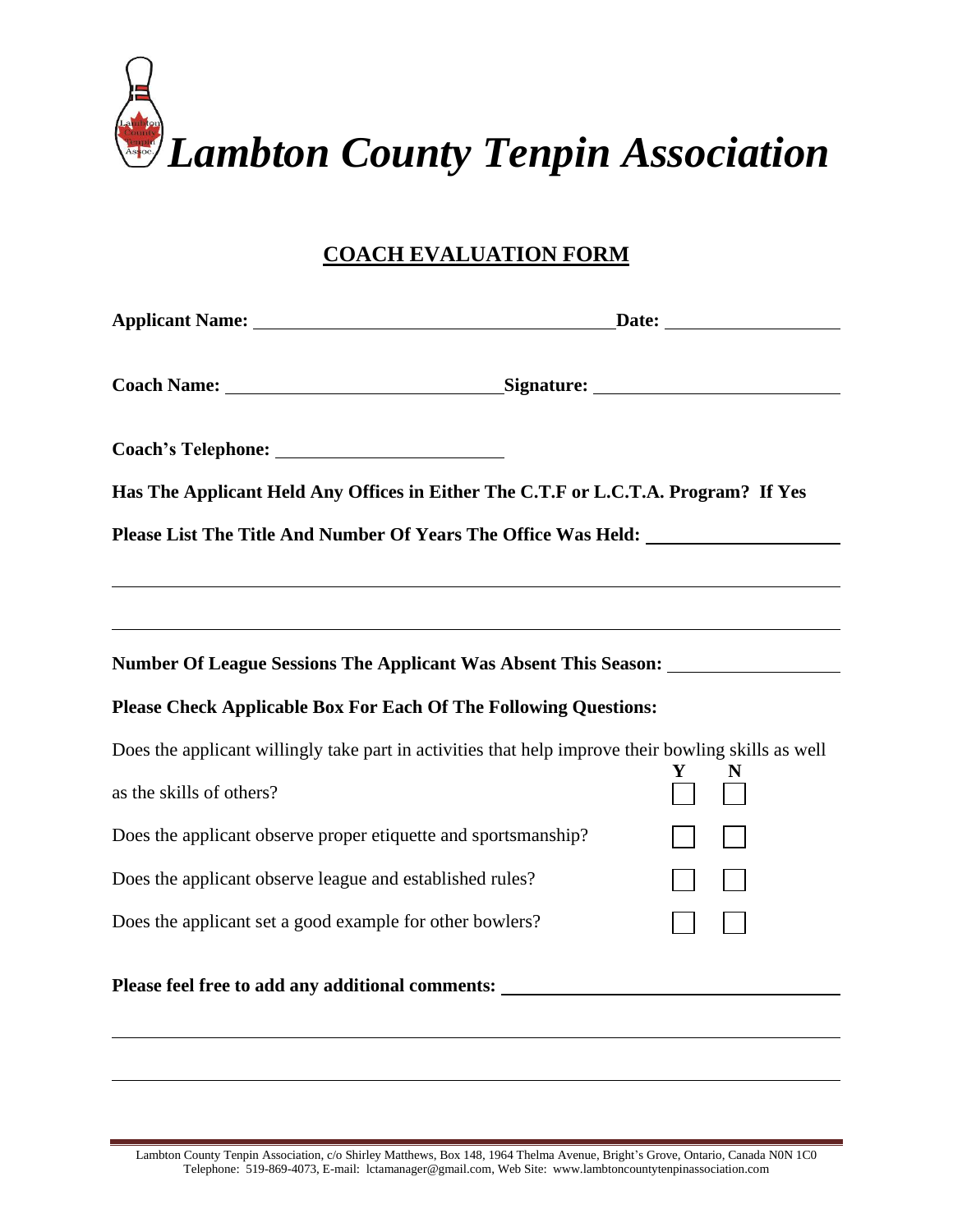# *Lambton County Tenpin Association*

## COACH EVALUATION FORM

**Applicant Name:** \_\_\_\_\_\_\_\_\_\_\_\_\_\_\_\_\_\_\_\_\_\_\_\_\_\_\_\_\_\_\_\_\_\_ **Date:** \_\_\_\_\_\_\_\_\_\_\_\_\_\_\_\_

**Coach Name:** \_\_\_\_\_\_\_\_\_\_\_\_\_\_\_\_\_\_\_\_\_\_\_\_\_\_\_ **Signature:** \_\_\_\_\_\_\_\_\_\_\_\_\_\_\_\_\_\_\_\_\_\_\_\_

**Coach's Telephone:** \_\_\_\_\_\_\_\_\_\_\_\_\_\_\_\_\_\_\_\_\_\_

**Has The Applicant Held Any Offices in Either The C.T.F or L.C.T.A. Program? If Yes Please List The Title And Number Of Years The Office Was Held:** \_\_\_\_\_\_\_\_\_\_\_\_\_\_\_\_\_\_

\_\_\_\_\_\_\_\_\_\_\_\_\_\_\_\_\_\_\_\_\_\_\_\_\_\_\_\_\_\_\_\_\_\_\_\_\_\_\_\_\_\_\_\_\_\_\_\_\_\_\_\_\_\_\_\_\_\_\_\_\_\_\_\_\_\_\_\_\_\_\_\_\_\_\_\_

\_\_\_\_\_\_\_\_\_\_\_\_\_\_\_\_\_\_\_\_\_\_\_\_\_\_\_\_\_\_\_\_\_\_\_\_\_\_\_\_\_\_\_\_\_\_\_\_\_\_\_\_\_\_\_\_\_\_\_\_\_\_\_\_\_\_\_\_\_\_\_\_\_\_\_\_

**Number Of League Sessions The Applicant Was Absent This Season:** \_\_\_\_\_\_\_\_\_\_\_\_\_\_\_\_

**Please Check Applicable Box For Each Of The Following Questions:**

| | Y | N |
|---|---|---|
| Does the applicant willingly take part in activities that help improve their bowling skills as well as the skills of others? | ☐ | ☐ |
| Does the applicant observe proper etiquette and sportsmanship? | ☐ | ☐ |
| Does the applicant observe league and established rules? | ☐ | ☐ |
| Does the applicant set a good example for other bowlers? | ☐ | ☐ |

**Please feel free to add any additional comments:** \_\_\_\_\_\_\_\_\_\_\_\_\_\_\_\_\_\_\_\_\_\_\_\_\_\_\_\_\_\_\_\_

\_\_\_\_\_\_\_\_\_\_\_\_\_\_\_\_\_\_\_\_\_\_\_\_\_\_\_\_\_\_\_\_\_\_\_\_\_\_\_\_\_\_\_\_\_\_\_\_\_\_\_\_\_\_\_\_\_\_\_\_\_\_\_\_\_\_\_\_\_\_\_\_\_\_\_\_

\_\_\_\_\_\_\_\_\_\_\_\_\_\_\_\_\_\_\_\_\_\_\_\_\_\_\_\_\_\_\_\_\_\_\_\_\_\_\_\_\_\_\_\_\_\_\_\_\_\_\_\_\_\_\_\_\_\_\_\_\_\_\_\_\_\_\_\_\_\_\_\_\_\_\_\_

Lambton County Tenpin Association, c/o Shirley Matthews, Box 148, 1964 Thelma Avenue, Bright's Grove, Ontario, Canada N0N 1C0
Telephone: 519-869-4073, E-mail: lctamanager@gmail.com, Web Site: www.lambtoncountytenpinassociation.com